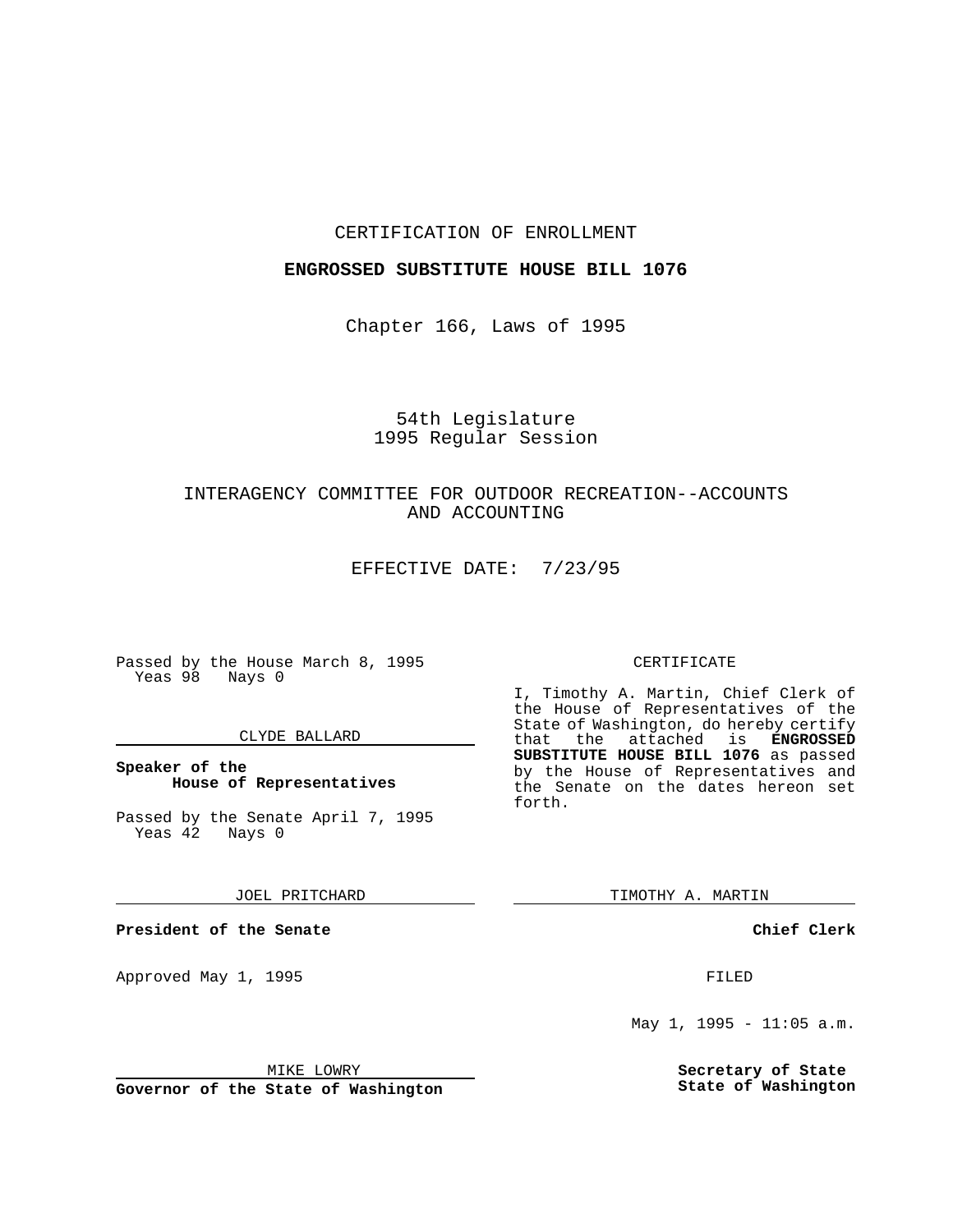CERTIFICATION OF ENROLLMENT

**ENGROSSED SUBSTITUTE HOUSE BILL 1076**

Chapter 166, Laws of 1995

54th Legislature
1995 Regular Session

INTERAGENCY COMMITTEE FOR OUTDOOR RECREATION--ACCOUNTS AND ACCOUNTING

EFFECTIVE DATE: 7/23/95

Passed by the House March 8, 1995
Yeas 98 Nays 0

CLYDE BALLARD

**Speaker of the House of Representatives**

Passed by the Senate April 7, 1995
Yeas 42 Nays 0

JOEL PRITCHARD

**President of the Senate**

Approved May 1, 1995

MIKE LOWRY

**Governor of the State of Washington**

CERTIFICATE

I, Timothy A. Martin, Chief Clerk of the House of Representatives of the State of Washington, do hereby certify that the attached is **ENGROSSED SUBSTITUTE HOUSE BILL 1076** as passed by the House of Representatives and the Senate on the dates hereon set forth.

TIMOTHY A. MARTIN

**Chief Clerk**

FILED

May 1, 1995 - 11:05 a.m.

**Secretary of State State of Washington**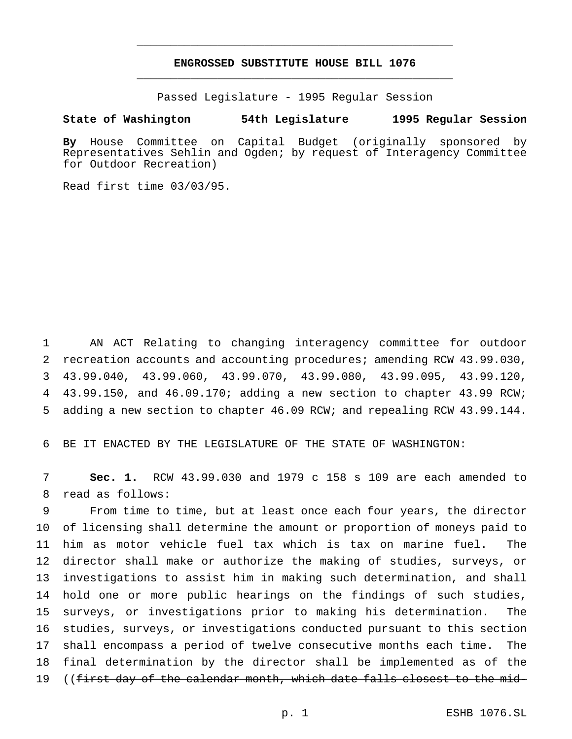**ENGROSSED SUBSTITUTE HOUSE BILL 1076**

Passed Legislature - 1995 Regular Session

**State of Washington 54th Legislature 1995 Regular Session**

**By** House Committee on Capital Budget (originally sponsored by Representatives Sehlin and Ogden; by request of Interagency Committee for Outdoor Recreation)

Read first time 03/03/95.

1 AN ACT Relating to changing interagency committee for outdoor 2 recreation accounts and accounting procedures; amending RCW 43.99.030, 3 43.99.040, 43.99.060, 43.99.070, 43.99.080, 43.99.095, 43.99.120, 4 43.99.150, and 46.09.170; adding a new section to chapter 43.99 RCW; 5 adding a new section to chapter 46.09 RCW; and repealing RCW 43.99.144.

6 BE IT ENACTED BY THE LEGISLATURE OF THE STATE OF WASHINGTON:

7 **Sec. 1.** RCW 43.99.030 and 1979 c 158 s 109 are each amended to 8 read as follows:

9 From time to time, but at least once each four years, the director 10 of licensing shall determine the amount or proportion of moneys paid to 11 him as motor vehicle fuel tax which is tax on marine fuel. The 12 director shall make or authorize the making of studies, surveys, or 13 investigations to assist him in making such determination, and shall 14 hold one or more public hearings on the findings of such studies, 15 surveys, or investigations prior to making his determination. The 16 studies, surveys, or investigations conducted pursuant to this section 17 shall encompass a period of twelve consecutive months each time. The 18 final determination by the director shall be implemented as of the 19 ((~~first day of the calendar month, which date falls closest to the mid-~~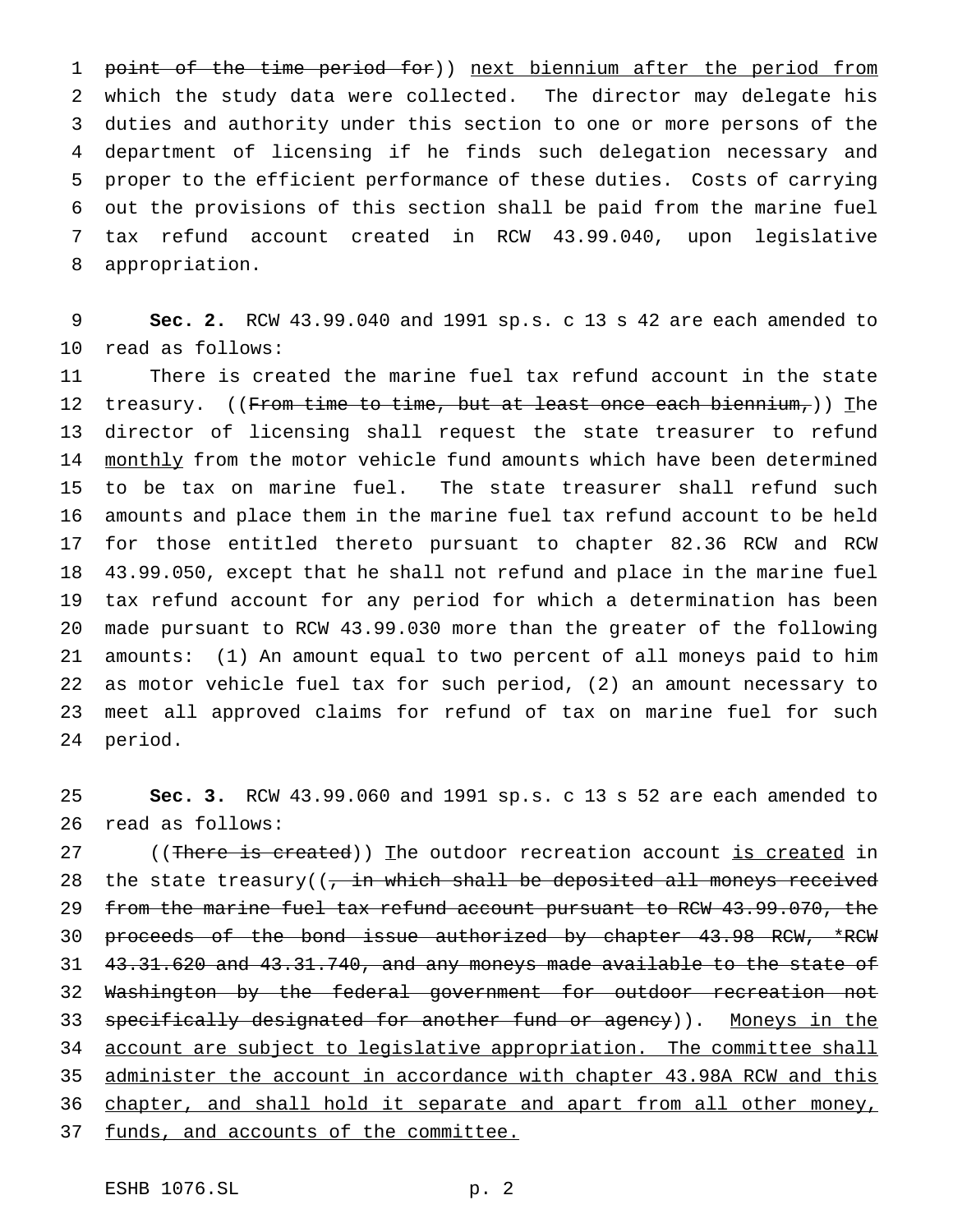~~point of the time period for~~)) <u>next biennium after the period from</u> which the study data were collected. The director may delegate his duties and authority under this section to one or more persons of the department of licensing if he finds such delegation necessary and proper to the efficient performance of these duties. Costs of carrying out the provisions of this section shall be paid from the marine fuel tax refund account created in RCW 43.99.040, upon legislative appropriation.

**Sec. 2.** RCW 43.99.040 and 1991 sp.s. c 13 s 42 are each amended to read as follows:

There is created the marine fuel tax refund account in the state treasury. ((~~From time to time, but at least once each biennium, t~~)) <u>T</u>he director of licensing shall request the state treasurer to refund <u>monthly</u> from the motor vehicle fund amounts which have been determined to be tax on marine fuel. The state treasurer shall refund such amounts and place them in the marine fuel tax refund account to be held for those entitled thereto pursuant to chapter 82.36 RCW and RCW 43.99.050, except that he shall not refund and place in the marine fuel tax refund account for any period for which a determination has been made pursuant to RCW 43.99.030 more than the greater of the following amounts: (1) An amount equal to two percent of all moneys paid to him as motor vehicle fuel tax for such period, (2) an amount necessary to meet all approved claims for refund of tax on marine fuel for such period.

**Sec. 3.** RCW 43.99.060 and 1991 sp.s. c 13 s 52 are each amended to read as follows:

((~~There is created~~)) <u>T</u>he outdoor recreation account <u>is created</u> in the state treasury((~~, in which shall be deposited all moneys received from the marine fuel tax refund account pursuant to RCW 43.99.070, the proceeds of the bond issue authorized by chapter 43.98 RCW, *RCW 43.31.620 and 43.31.740, and any moneys made available to the state of Washington by the federal government for outdoor recreation not specifically designated for another fund or agency~~)). <u>Moneys in the account are subject to legislative appropriation. The committee shall administer the account in accordance with chapter 43.98A RCW and this chapter, and shall hold it separate and apart from all other money, funds, and accounts of the committee.</u>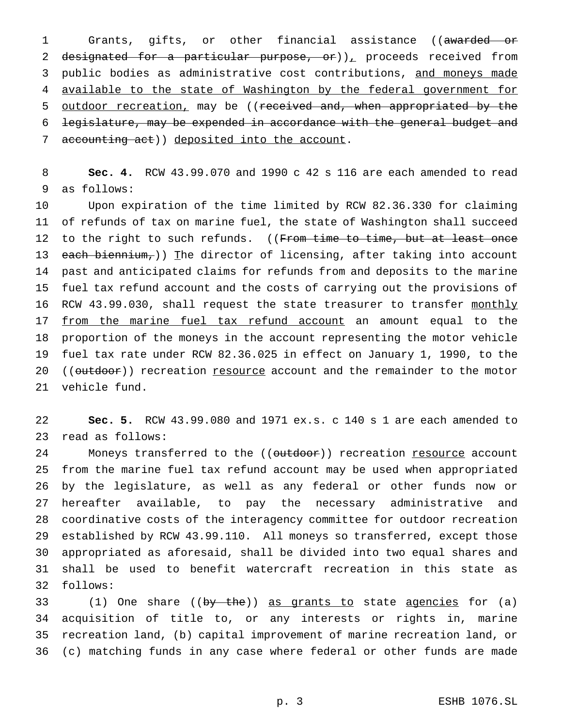Grants, gifts, or other financial assistance ((~~awarded or designated for a particular purpose, or~~)), proceeds received from public bodies as administrative cost contributions, <u>and moneys made available to the state of Washington by the federal government for outdoor recreation,</u> may be ((~~received and, when appropriated by the legislature, may be expended in accordance with the general budget and accounting act~~)) <u>deposited into the account</u>.

**Sec. 4.** RCW 43.99.070 and 1990 c 42 s 116 are each amended to read as follows:

Upon expiration of the time limited by RCW 82.36.330 for claiming of refunds of tax on marine fuel, the state of Washington shall succeed to the right to such refunds. ((~~From time to time, but at least once each biennium,~~)) <u>T</u>he director of licensing, after taking into account past and anticipated claims for refunds from and deposits to the marine fuel tax refund account and the costs of carrying out the provisions of RCW 43.99.030, shall request the state treasurer to transfer <u>monthly from the marine fuel tax refund account</u> an amount equal to the proportion of the moneys in the account representing the motor vehicle fuel tax rate under RCW 82.36.025 in effect on January 1, 1990, to the ((~~outdoor~~)) recreation <u>resource</u> account and the remainder to the motor vehicle fund.

**Sec. 5.** RCW 43.99.080 and 1971 ex.s. c 140 s 1 are each amended to read as follows:

Moneys transferred to the ((~~outdoor~~)) recreation <u>resource</u> account from the marine fuel tax refund account may be used when appropriated by the legislature, as well as any federal or other funds now or hereafter available, to pay the necessary administrative and coordinative costs of the interagency committee for outdoor recreation established by RCW 43.99.110. All moneys so transferred, except those appropriated as aforesaid, shall be divided into two equal shares and shall be used to benefit watercraft recreation in this state as follows:

(1) One share ((~~by the~~)) <u>as grants to</u> state <u>agencies</u> for (a) acquisition of title to, or any interests or rights in, marine recreation land, (b) capital improvement of marine recreation land, or (c) matching funds in any case where federal or other funds are made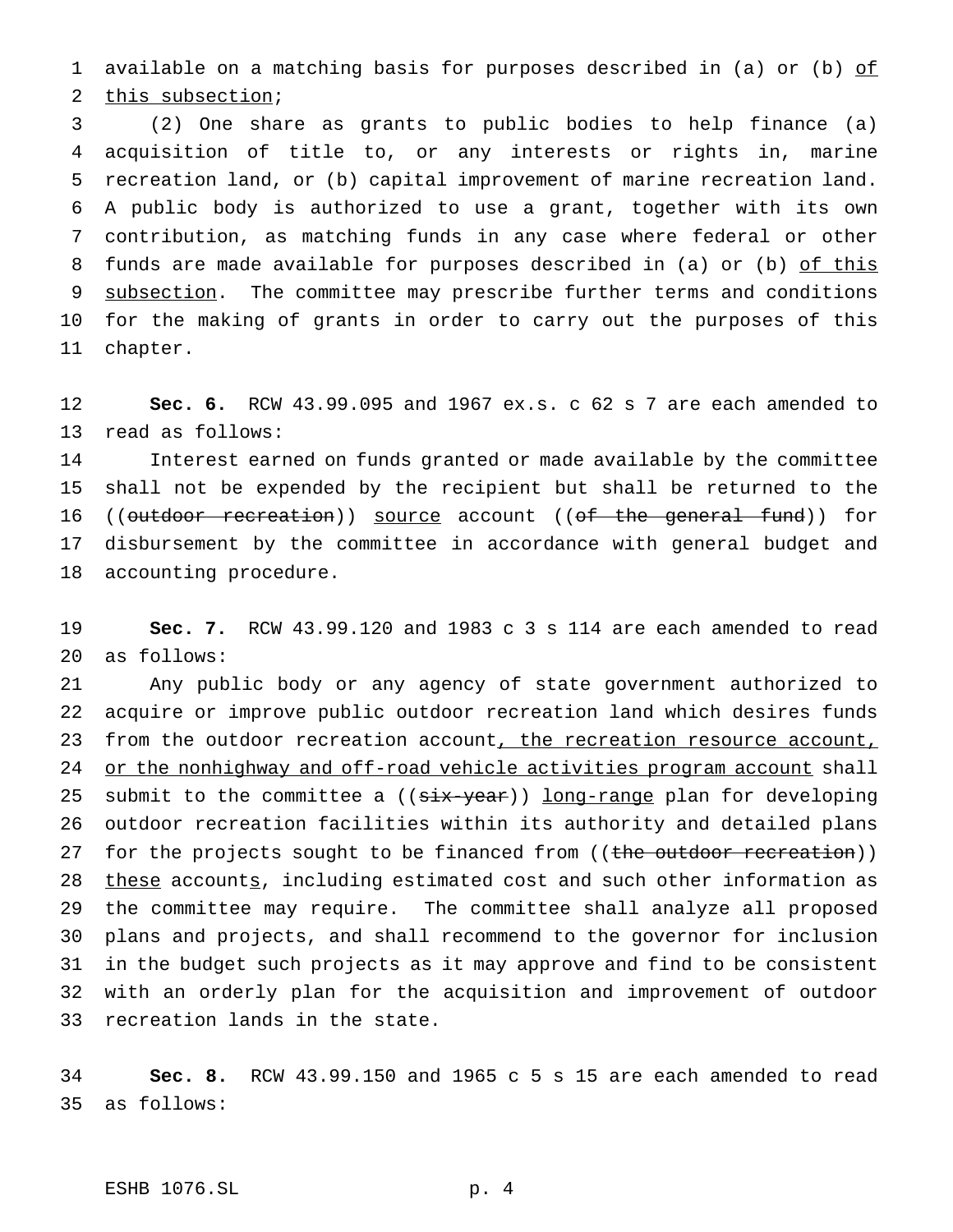available on a matching basis for purposes described in (a) or (b) <u>of this subsection</u>;

(2) One share as grants to public bodies to help finance (a) acquisition of title to, or any interests or rights in, marine recreation land, or (b) capital improvement of marine recreation land. A public body is authorized to use a grant, together with its own contribution, as matching funds in any case where federal or other funds are made available for purposes described in (a) or (b) <u>of this subsection</u>. The committee may prescribe further terms and conditions for the making of grants in order to carry out the purposes of this chapter.

**Sec. 6.** RCW 43.99.095 and 1967 ex.s. c 62 s 7 are each amended to read as follows:

Interest earned on funds granted or made available by the committee shall not be expended by the recipient but shall be returned to the ((~~outdoor recreation~~)) <u>source</u> account ((~~of the general fund~~)) for disbursement by the committee in accordance with general budget and accounting procedure.

**Sec. 7.** RCW 43.99.120 and 1983 c 3 s 114 are each amended to read as follows:

Any public body or any agency of state government authorized to acquire or improve public outdoor recreation land which desires funds from the outdoor recreation account<u>, the recreation resource account, or the nonhighway and off-road vehicle activities program account</u> shall submit to the committee a ((~~six-year~~)) <u>long-range</u> plan for developing outdoor recreation facilities within its authority and detailed plans for the projects sought to be financed from ((~~the outdoor recreation~~)) <u>these</u> account<u>s</u>, including estimated cost and such other information as the committee may require. The committee shall analyze all proposed plans and projects, and shall recommend to the governor for inclusion in the budget such projects as it may approve and find to be consistent with an orderly plan for the acquisition and improvement of outdoor recreation lands in the state.

**Sec. 8.** RCW 43.99.150 and 1965 c 5 s 15 are each amended to read as follows: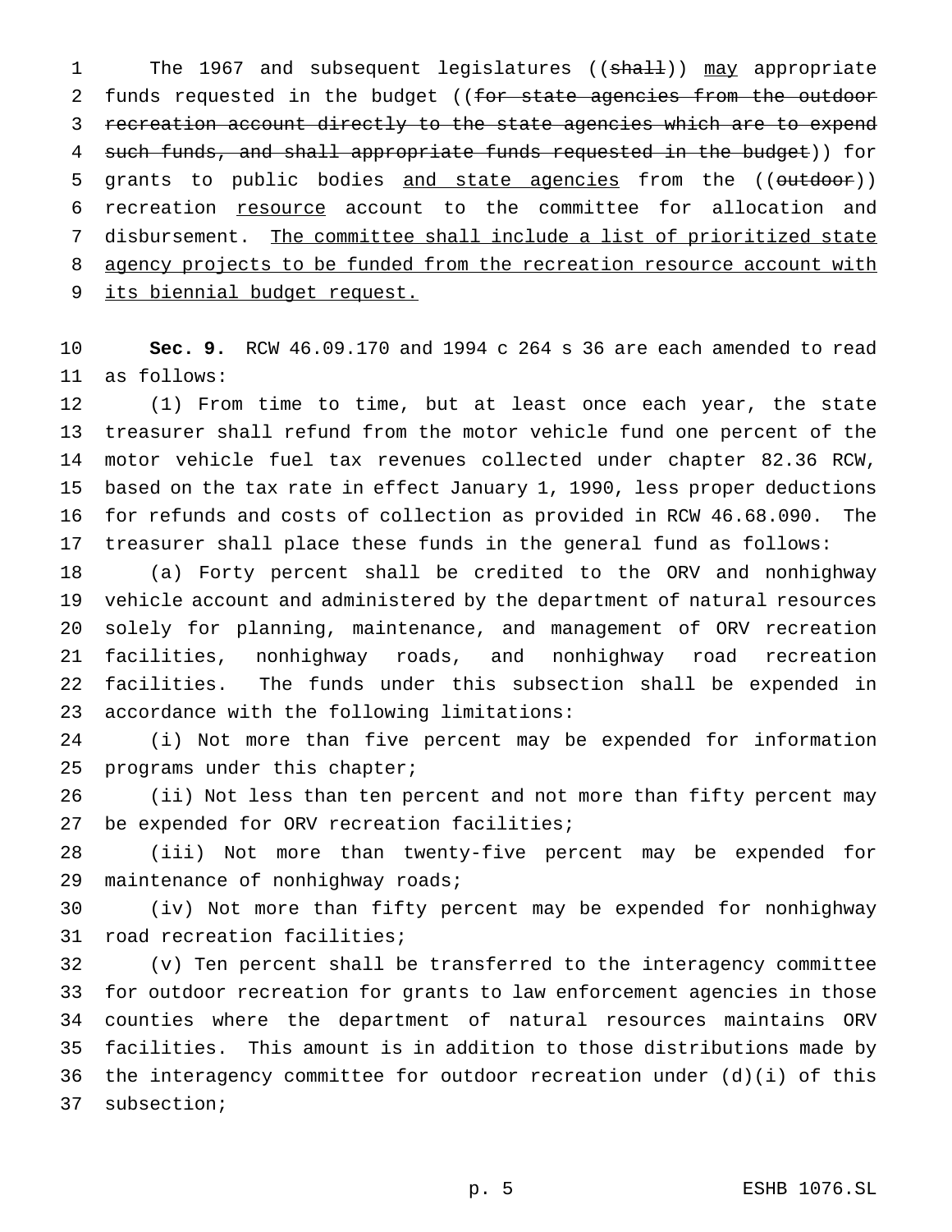The 1967 and subsequent legislatures ((~~shall~~)) <u>may</u> appropriate funds requested in the budget ((~~for state agencies from the outdoor recreation account directly to the state agencies which are to expend such funds, and shall appropriate funds requested in the budget~~)) for grants to public bodies <u>and state agencies</u> from the ((~~outdoor~~)) recreation <u>resource</u> account to the committee for allocation and disbursement. <u>The committee shall include a list of prioritized state agency projects to be funded from the recreation resource account with its biennial budget request.</u>

**Sec. 9.** RCW 46.09.170 and 1994 c 264 s 36 are each amended to read as follows:

(1) From time to time, but at least once each year, the state treasurer shall refund from the motor vehicle fund one percent of the motor vehicle fuel tax revenues collected under chapter 82.36 RCW, based on the tax rate in effect January 1, 1990, less proper deductions for refunds and costs of collection as provided in RCW 46.68.090. The treasurer shall place these funds in the general fund as follows:

(a) Forty percent shall be credited to the ORV and nonhighway vehicle account and administered by the department of natural resources solely for planning, maintenance, and management of ORV recreation facilities, nonhighway roads, and nonhighway road recreation facilities. The funds under this subsection shall be expended in accordance with the following limitations:

(i) Not more than five percent may be expended for information programs under this chapter;

(ii) Not less than ten percent and not more than fifty percent may be expended for ORV recreation facilities;

(iii) Not more than twenty-five percent may be expended for maintenance of nonhighway roads;

(iv) Not more than fifty percent may be expended for nonhighway road recreation facilities;

(v) Ten percent shall be transferred to the interagency committee for outdoor recreation for grants to law enforcement agencies in those counties where the department of natural resources maintains ORV facilities. This amount is in addition to those distributions made by the interagency committee for outdoor recreation under (d)(i) of this subsection;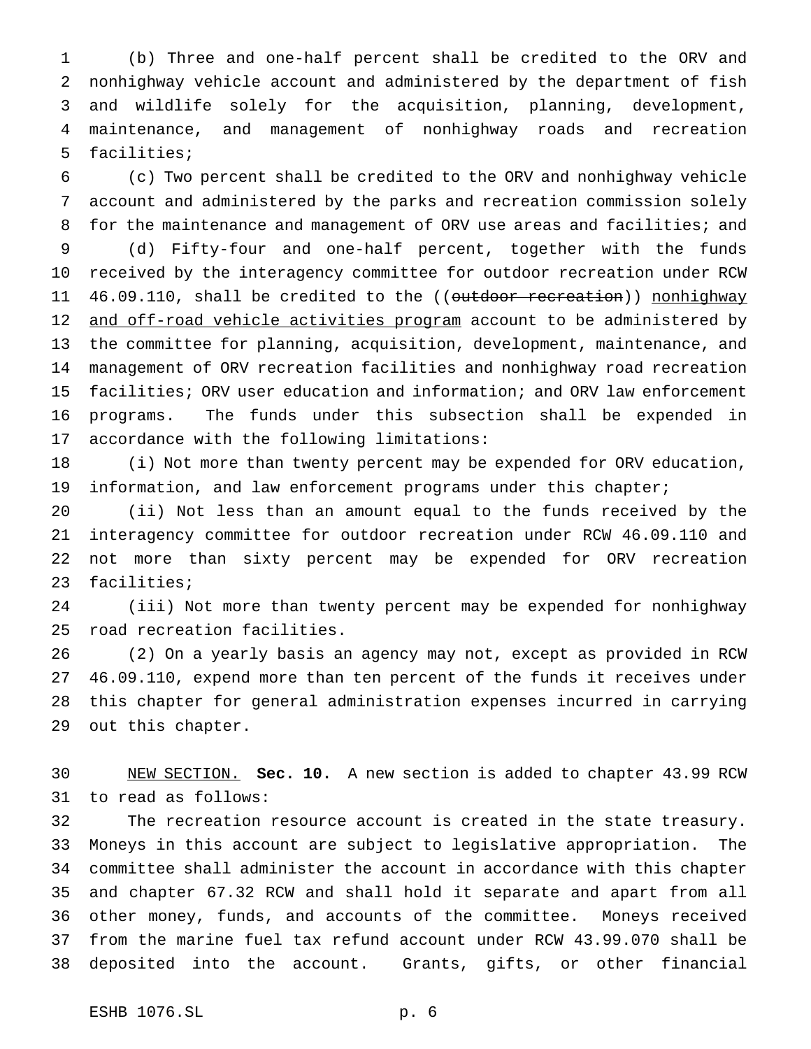(b) Three and one-half percent shall be credited to the ORV and nonhighway vehicle account and administered by the department of fish and wildlife solely for the acquisition, planning, development, maintenance, and management of nonhighway roads and recreation facilities;

(c) Two percent shall be credited to the ORV and nonhighway vehicle account and administered by the parks and recreation commission solely for the maintenance and management of ORV use areas and facilities; and

(d) Fifty-four and one-half percent, together with the funds received by the interagency committee for outdoor recreation under RCW 46.09.110, shall be credited to the ((~~outdoor recreation~~)) <u>nonhighway and off-road vehicle activities program</u> account to be administered by the committee for planning, acquisition, development, maintenance, and management of ORV recreation facilities and nonhighway road recreation facilities; ORV user education and information; and ORV law enforcement programs. The funds under this subsection shall be expended in accordance with the following limitations:

(i) Not more than twenty percent may be expended for ORV education, information, and law enforcement programs under this chapter;

(ii) Not less than an amount equal to the funds received by the interagency committee for outdoor recreation under RCW 46.09.110 and not more than sixty percent may be expended for ORV recreation facilities;

(iii) Not more than twenty percent may be expended for nonhighway road recreation facilities.

(2) On a yearly basis an agency may not, except as provided in RCW 46.09.110, expend more than ten percent of the funds it receives under this chapter for general administration expenses incurred in carrying out this chapter.

<u>NEW SECTION.</u> **Sec. 10.** A new section is added to chapter 43.99 RCW to read as follows:

The recreation resource account is created in the state treasury. Moneys in this account are subject to legislative appropriation. The committee shall administer the account in accordance with this chapter and chapter 67.32 RCW and shall hold it separate and apart from all other money, funds, and accounts of the committee. Moneys received from the marine fuel tax refund account under RCW 43.99.070 shall be deposited into the account. Grants, gifts, or other financial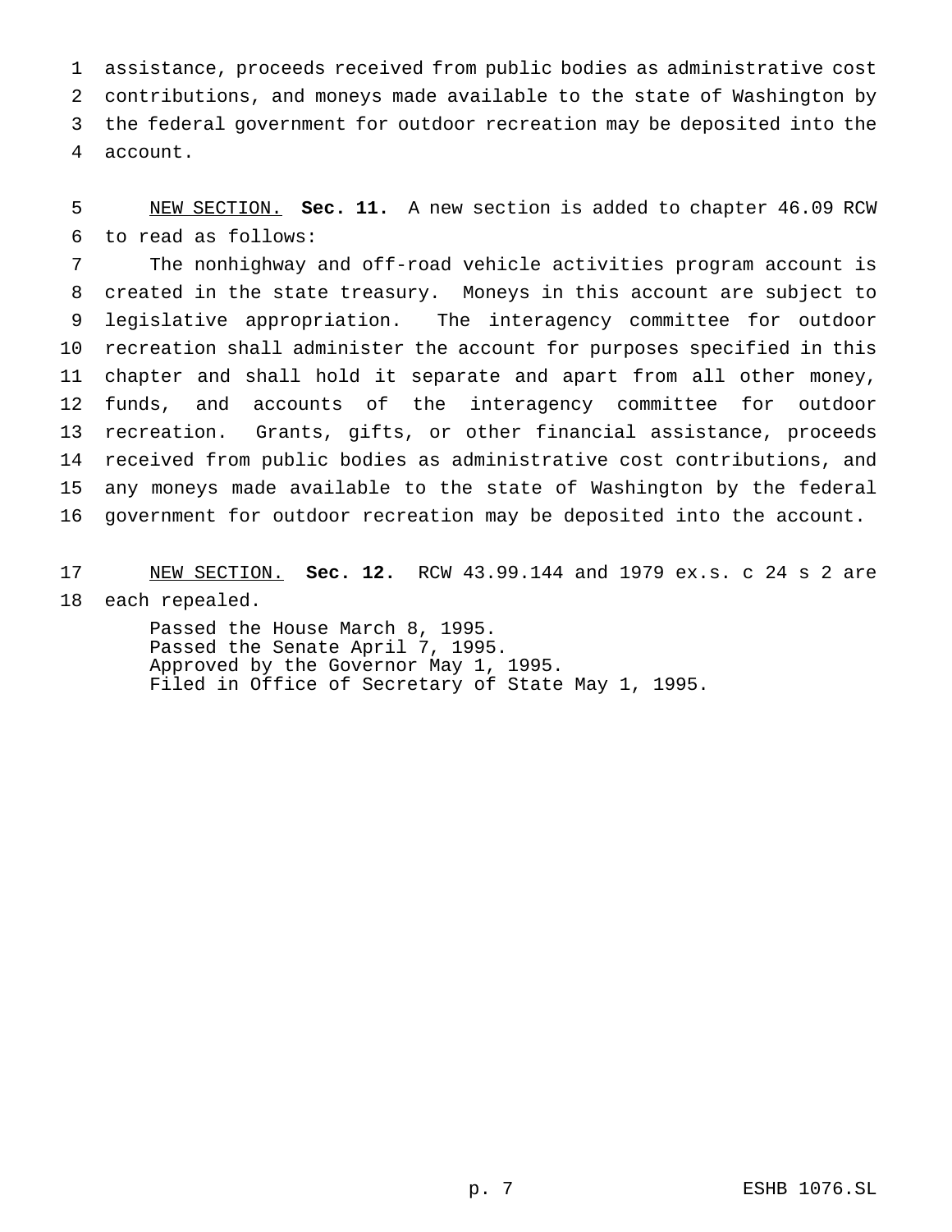assistance, proceeds received from public bodies as administrative cost contributions, and moneys made available to the state of Washington by the federal government for outdoor recreation may be deposited into the account.

NEW SECTION. **Sec. 11.** A new section is added to chapter 46.09 RCW to read as follows:

The nonhighway and off-road vehicle activities program account is created in the state treasury. Moneys in this account are subject to legislative appropriation. The interagency committee for outdoor recreation shall administer the account for purposes specified in this chapter and shall hold it separate and apart from all other money, funds, and accounts of the interagency committee for outdoor recreation. Grants, gifts, or other financial assistance, proceeds received from public bodies as administrative cost contributions, and any moneys made available to the state of Washington by the federal government for outdoor recreation may be deposited into the account.

NEW SECTION. **Sec. 12.** RCW 43.99.144 and 1979 ex.s. c 24 s 2 are each repealed.

Passed the House March 8, 1995.
Passed the Senate April 7, 1995.
Approved by the Governor May 1, 1995.
Filed in Office of Secretary of State May 1, 1995.